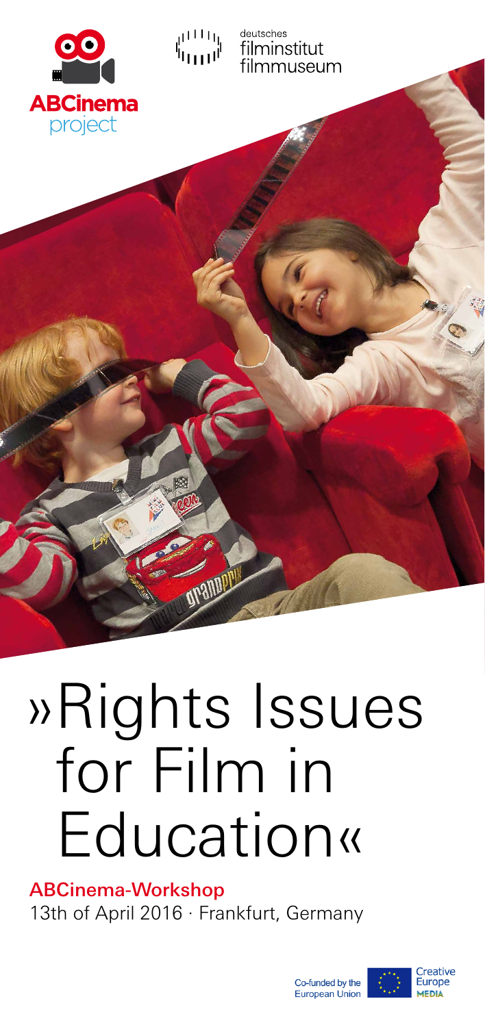ABCinema project

deutsches filminstitut filmmuseum

# »Rights Issues for Film in Education«

**ABCinema-Workshop**

13th of April 2016 · Frankfurt, Germany

Co-funded by the European Union

Creative Europe MEDIA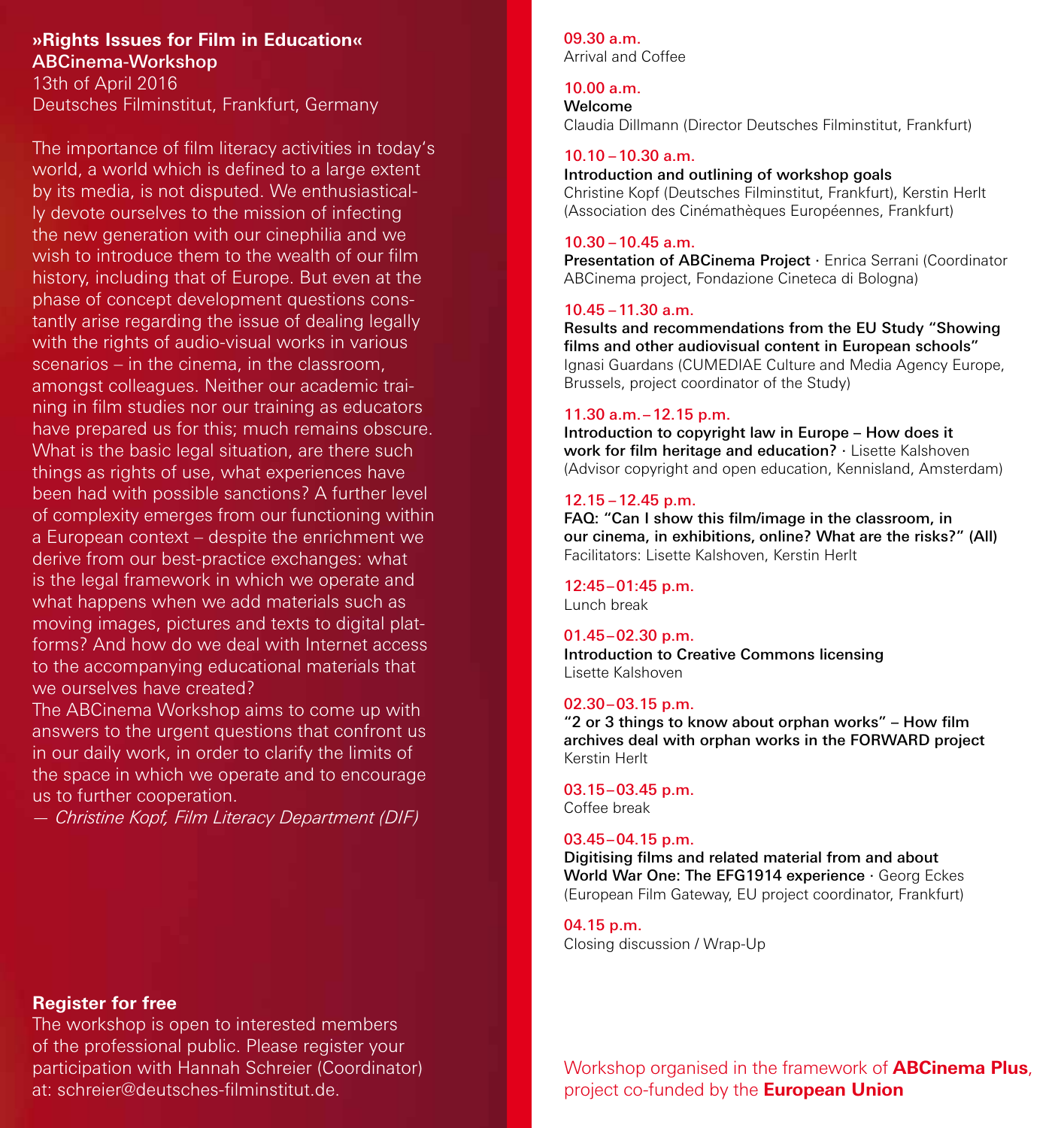**»Rights Issues for Film in Education«**
**ABCinema-Workshop**
13th of April 2016
Deutsches Filminstitut, Frankfurt, Germany

The importance of film literacy activities in today's world, a world which is defined to a large extent by its media, is not disputed. We enthusiastically devote ourselves to the mission of infecting the new generation with our cinephilia and we wish to introduce them to the wealth of our film history, including that of Europe. But even at the phase of concept development questions constantly arise regarding the issue of dealing legally with the rights of audio-visual works in various scenarios – in the cinema, in the classroom, amongst colleagues. Neither our academic training in film studies nor our training as educators have prepared us for this; much remains obscure. What is the basic legal situation, are there such things as rights of use, what experiences have been had with possible sanctions? A further level of complexity emerges from our functioning within a European context – despite the enrichment we derive from our best-practice exchanges: what is the legal framework in which we operate and what happens when we add materials such as moving images, pictures and texts to digital platforms? And how do we deal with Internet access to the accompanying educational materials that we ourselves have created?
The ABCinema Workshop aims to come up with answers to the urgent questions that confront us in our daily work, in order to clarify the limits of the space in which we operate and to encourage us to further cooperation.
*— Christine Kopf, Film Literacy Department (DIF)*

**Register for free**
The workshop is open to interested members of the professional public. Please register your participation with Hannah Schreier (Coordinator) at: schreier@deutsches-filminstitut.de.

09.30 a.m.
Arrival and Coffee

10.00 a.m.
**Welcome**
Claudia Dillmann (Director Deutsches Filminstitut, Frankfurt)

10.10 – 10.30 a.m.
**Introduction and outlining of workshop goals**
Christine Kopf (Deutsches Filminstitut, Frankfurt), Kerstin Herlt (Association des Cinémathèques Européennes, Frankfurt)

10.30 – 10.45 a.m.
**Presentation of ABCinema Project** · Enrica Serrani (Coordinator ABCinema project, Fondazione Cineteca di Bologna)

10.45 – 11.30 a.m.
**Results and recommendations from the EU Study "Showing films and other audiovisual content in European schools"**
Ignasi Guardans (CUMEDIAE Culture and Media Agency Europe, Brussels, project coordinator of the Study)

11.30 a.m. – 12.15 p.m.
**Introduction to copyright law in Europe – How does it work for film heritage and education?** · Lisette Kalshoven (Advisor copyright and open education, Kennisland, Amsterdam)

12.15 – 12.45 p.m.
**FAQ: "Can I show this film/image in the classroom, in our cinema, in exhibitions, online? What are the risks?" (All)**
Facilitators: Lisette Kalshoven, Kerstin Herlt

12:45 – 01:45 p.m.
Lunch break

01.45 – 02.30 p.m.
**Introduction to Creative Commons licensing**
Lisette Kalshoven

02.30 – 03.15 p.m.
**"2 or 3 things to know about orphan works" – How film archives deal with orphan works in the FORWARD project**
Kerstin Herlt

03.15 – 03.45 p.m.
Coffee break

03.45 – 04.15 p.m.
**Digitising films and related material from and about World War One: The EFG1914 experience** · Georg Eckes (European Film Gateway, EU project coordinator, Frankfurt)

04.15 p.m.
Closing discussion / Wrap-Up

Workshop organised in the framework of **ABCinema Plus**, project co-funded by the **European Union**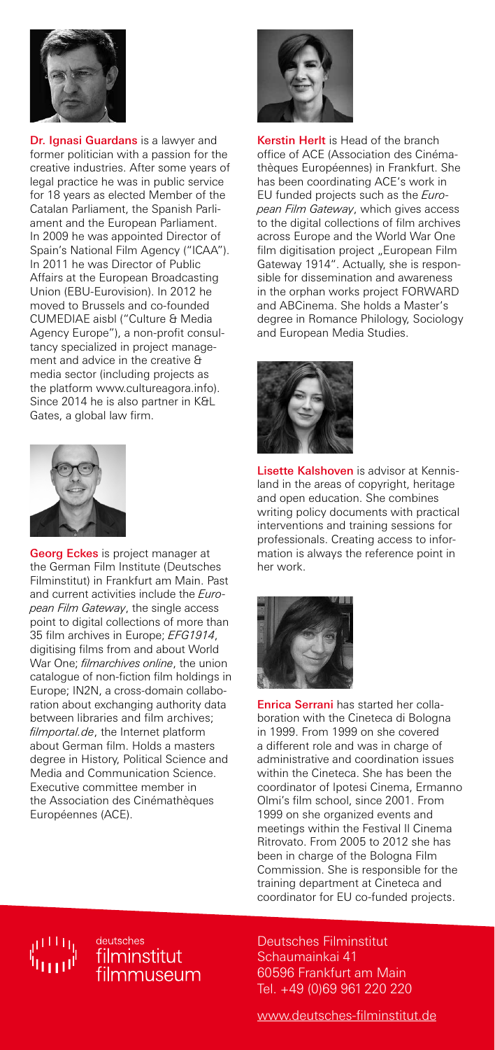**Dr. Ignasi Guardans** is a lawyer and former politician with a passion for the creative industries. After some years of legal practice he was in public service for 18 years as elected Member of the Catalan Parliament, the Spanish Parliament and the European Parliament. In 2009 he was appointed Director of Spain's National Film Agency ("ICAA"). In 2011 he was Director of Public Affairs at the European Broadcasting Union (EBU-Eurovision). In 2012 he moved to Brussels and co-founded CUMEDIAE aisbl ("Culture & Media Agency Europe"), a non-profit consultancy specialized in project management and advice in the creative & media sector (including projects as the platform www.cultureagora.info). Since 2014 he is also partner in K&L Gates, a global law firm.

**Georg Eckes** is project manager at the German Film Institute (Deutsches Filminstitut) in Frankfurt am Main. Past and current activities include the *European Film Gateway*, the single access point to digital collections of more than 35 film archives in Europe; *EFG1914*, digitising films from and about World War One; *filmarchives online*, the union catalogue of non-fiction film holdings in Europe; IN2N, a cross-domain collaboration about exchanging authority data between libraries and film archives; *filmportal.de*, the Internet platform about German film. Holds a masters degree in History, Political Science and Media and Communication Science. Executive committee member in the Association des Cinémathèques Européennes (ACE).

**Kerstin Herlt** is Head of the branch office of ACE (Association des Cinémathèques Européennes) in Frankfurt. She has been coordinating ACE's work in EU funded projects such as the *European Film Gateway*, which gives access to the digital collections of film archives across Europe and the World War One film digitisation project „European Film Gateway 1914". Actually, she is responsible for dissemination and awareness in the orphan works project FORWARD and ABCinema. She holds a Master's degree in Romance Philology, Sociology and European Media Studies.

**Lisette Kalshoven** is advisor at Kennisland in the areas of copyright, heritage and open education. She combines writing policy documents with practical interventions and training sessions for professionals. Creating access to information is always the reference point in her work.

**Enrica Serrani** has started her collaboration with the Cineteca di Bologna in 1999. From 1999 on she covered a different role and was in charge of administrative and coordination issues within the Cineteca. She has been the coordinator of Ipotesi Cinema, Ermanno Olmi's film school, since 2001. From 1999 on she organized events and meetings within the Festival Il Cinema Ritrovato. From 2005 to 2012 she has been in charge of the Bologna Film Commission. She is responsible for the training department at Cineteca and coordinator for EU co-funded projects.

deutsches filminstitut filmmuseum

Deutsches Filminstitut
Schaumainkai 41
60596 Frankfurt am Main
Tel. +49 (0)69 961 220 220

www.deutsches-filminstitut.de